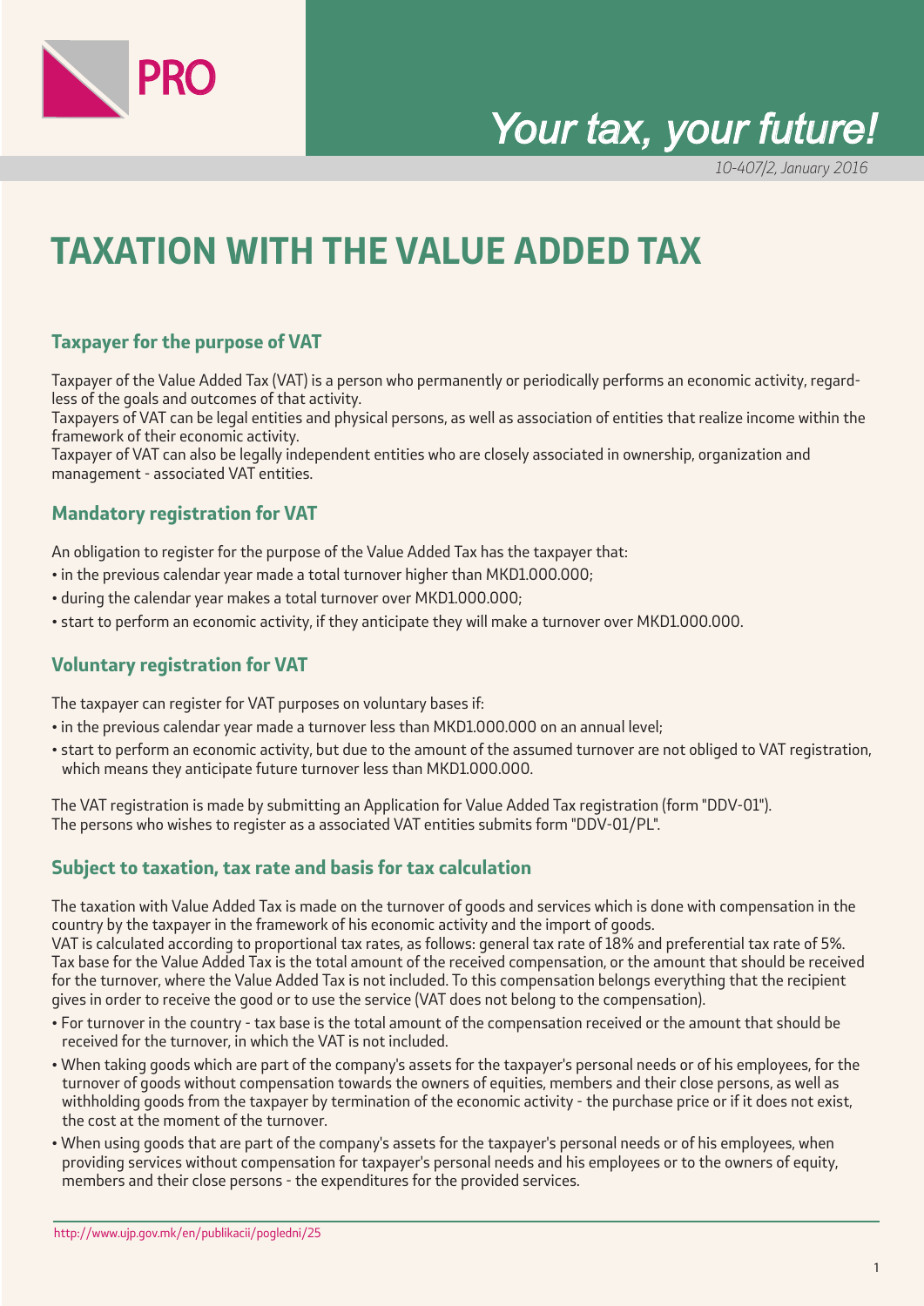PRO

*Your tax, your future!*

*10-407/2, January 2016*

# TAXATION WITH THE VALUE ADDED TAX

## Taxpayer for the purpose of VAT

Taxpayer of the Value Added Tax (VAT) is a person who permanently or periodically performs an economic activity, regardless of the goals and outcomes of that activity.

Taxpayers of VAT can be legal entities and physical persons, as well as association of entities that realize income within the framework of their economic activity.

Taxpayer of VAT can also be legally independent entities who are closely associated in ownership, organization and management - associated VAT entities.

## Mandatory registration for VAT

An obligation to register for the purpose of the Value Added Tax has the taxpayer that:

- in the previous calendar year made a total turnover higher than MKD1.000.000;
- during the calendar year makes a total turnover over MKD1.000.000;
- start to perform an economic activity, if they anticipate they will make a turnover over MKD1.000.000.

## Voluntary registration for VAT

The taxpayer can register for VAT purposes on voluntary bases if:

- in the previous calendar year made a turnover less than MKD1.000.000 on an annual level;
- start to perform an economic activity, but due to the amount of the assumed turnover are not obliged to VAT registration, which means they anticipate future turnover less than MKD1.000.000.

The VAT registration is made by submitting an Application for Value Added Tax registration (form "DDV-01").
The persons who wishes to register as a associated VAT entities submits form "DDV-01/PL".

## Subject to taxation, tax rate and basis for tax calculation

The taxation with Value Added Tax is made on the turnover of goods and services which is done with compensation in the country by the taxpayer in the framework of his economic activity and the import of goods.

VAT is calculated according to proportional tax rates, as follows: general tax rate of 18% and preferential tax rate of 5%.
Tax base for the Value Added Tax is the total amount of the received compensation, or the amount that should be received for the turnover, where the Value Added Tax is not included. To this compensation belongs everything that the recipient gives in order to receive the good or to use the service (VAT does not belong to the compensation).

- For turnover in the country - tax base is the total amount of the compensation received or the amount that should be received for the turnover, in which the VAT is not included.
- When taking goods which are part of the company's assets for the taxpayer's personal needs or of his employees, for the turnover of goods without compensation towards the owners of equities, members and their close persons, as well as withholding goods from the taxpayer by termination of the economic activity - the purchase price or if it does not exist, the cost at the moment of the turnover.
- When using goods that are part of the company's assets for the taxpayer's personal needs or of his employees, when providing services without compensation for taxpayer's personal needs and his employees or to the owners of equity, members and their close persons - the expenditures for the provided services.

http://www.ujp.gov.mk/en/publikacii/pogledni/25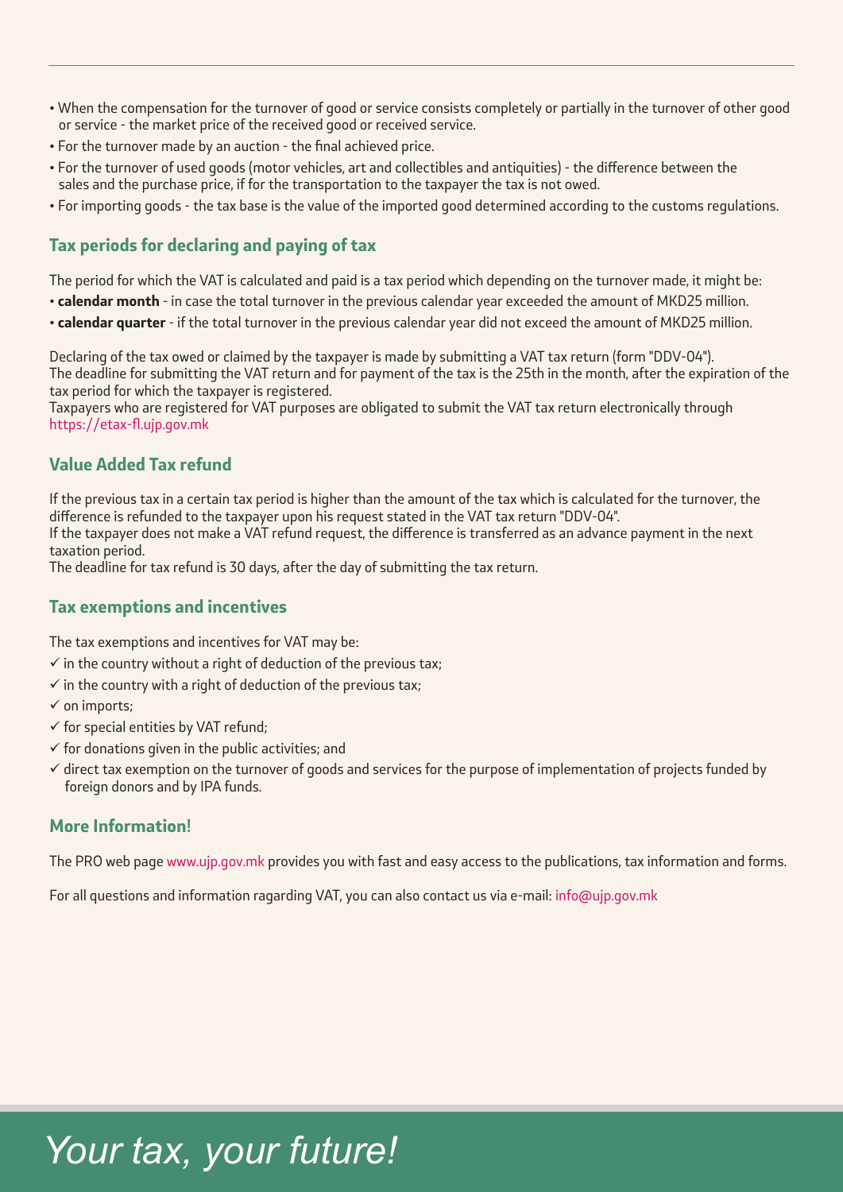- When the compensation for the turnover of good or service consists completely or partially in the turnover of other good or service - the market price of the received good or received service.
- For the turnover made by an auction - the final achieved price.
- For the turnover of used goods (motor vehicles, art and collectibles and antiquities) - the difference between the sales and the purchase price, if for the transportation to the taxpayer the tax is not owed.
- For importing goods - the tax base is the value of the imported good determined according to the customs regulations.

## Tax periods for declaring and paying of tax

The period for which the VAT is calculated and paid is a tax period which depending on the turnover made, it might be:

- **calendar month** - in case the total turnover in the previous calendar year exceeded the amount of MKD25 million.
- **calendar quarter** - if the total turnover in the previous calendar year did not exceed the amount of MKD25 million.

Declaring of the tax owed or claimed by the taxpayer is made by submitting a VAT tax return (form "DDV-04").
The deadline for submitting the VAT return and for payment of the tax is the 25th in the month, after the expiration of the tax period for which the taxpayer is registered.
Taxpayers who are registered for VAT purposes are obligated to submit the VAT tax return electronically through https://etax-fl.ujp.gov.mk

## Value Added Tax refund

If the previous tax in a certain tax period is higher than the amount of the tax which is calculated for the turnover, the difference is refunded to the taxpayer upon his request stated in the VAT tax return "DDV-04".
If the taxpayer does not make a VAT refund request, the difference is transferred as an advance payment in the next taxation period.
The deadline for tax refund is 30 days, after the day of submitting the tax return.

## Tax exemptions and incentives

The tax exemptions and incentives for VAT may be:

- ✓ in the country without a right of deduction of the previous tax;
- ✓ in the country with a right of deduction of the previous tax;
- ✓ on imports;
- ✓ for special entities by VAT refund;
- ✓ for donations given in the public activities; and
- ✓ direct tax exemption on the turnover of goods and services for the purpose of implementation of projects funded by foreign donors and by IPA funds.

## More Information!

The PRO web page www.ujp.gov.mk provides you with fast and easy access to the publications, tax information and forms.

For all questions and information ragarding VAT, you can also contact us via e-mail: info@ujp.gov.mk

*Your tax, your future!*